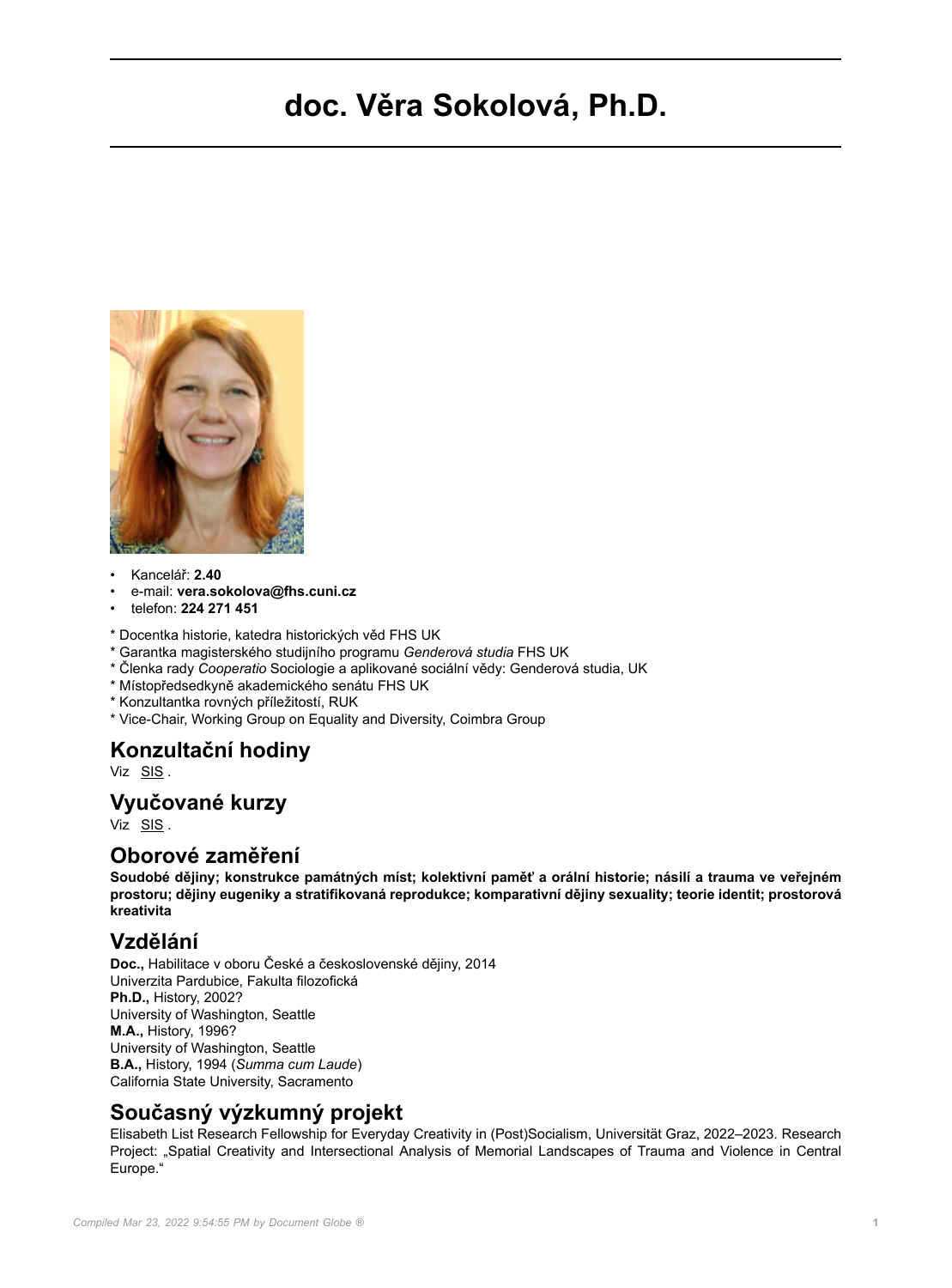# doc. Věra Sokolová, Ph.D.

- Kancelář: **2.40**
- e-mail: **vera.sokolova@fhs.cuni.cz**
- telefon: **224 271 451**

* Docentka historie, katedra historických věd FHS UK
* Garantka magisterského studijního programu *Genderová studia* FHS UK
* Členka rady *Cooperatio* Sociologie a aplikované sociální vědy: Genderová studia, UK
* Místopředsedkyně akademického senátu FHS UK
* Konzultantka rovných příležitostí, RUK
* Vice-Chair, Working Group on Equality and Diversity, Coimbra Group

## Konzultační hodiny

Viz SIS .

## Vyučované kurzy

Viz SIS .

## Oborové zaměření

**Soudobé dějiny; konstrukce památných míst; kolektivní paměť a orální historie; násilí a trauma ve veřejném prostoru; dějiny eugeniky a stratifikovaná reprodukce; komparativní dějiny sexuality; teorie identit; prostorová kreativita**

## Vzdělání

**Doc.,** Habilitace v oboru České a československé dějiny, 2014
Univerzita Pardubice, Fakulta filozofická
**Ph.D.,** History, 2002?
University of Washington, Seattle
**M.A.,** History, 1996?
University of Washington, Seattle
**B.A.,** History, 1994 (*Summa cum Laude*)
California State University, Sacramento

## Současný výzkumný projekt

Elisabeth List Research Fellowship for Everyday Creativity in (Post)Socialism, Universität Graz, 2022–2023. Research Project: „Spatial Creativity and Intersectional Analysis of Memorial Landscapes of Trauma and Violence in Central Europe."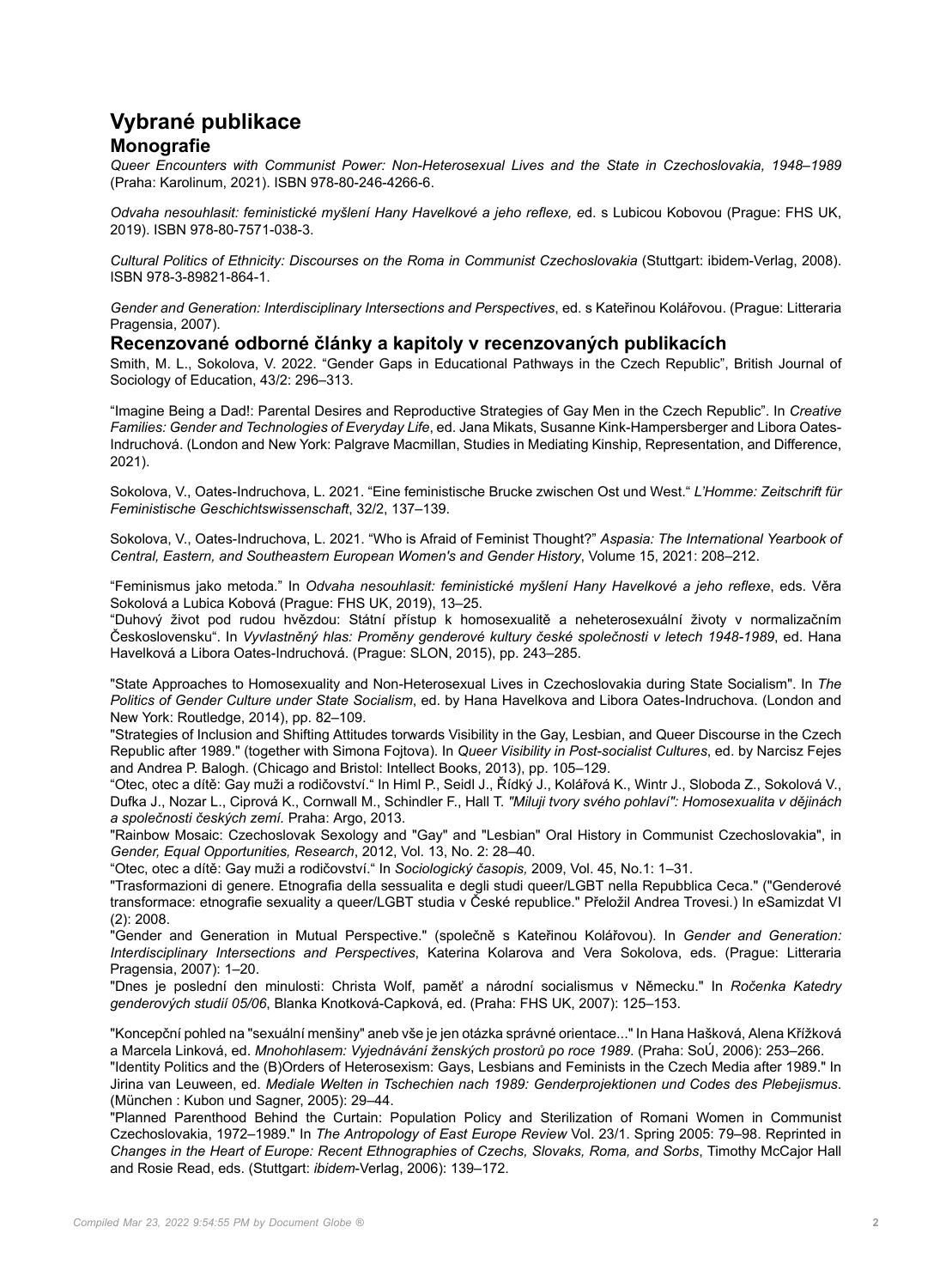# Vybrané publikace

## Monografie

*Queer Encounters with Communist Power: Non-Heterosexual Lives and the State in Czechoslovakia, 1948–1989* (Praha: Karolinum, 2021). ISBN 978-80-246-4266-6.

*Odvaha nesouhlasit: feministické myšlení Hany Havelkové a jeho reflexe, e*d. s Lubicou Kobovou (Prague: FHS UK, 2019). ISBN 978-80-7571-038-3.

*Cultural Politics of Ethnicity: Discourses on the Roma in Communist Czechoslovakia* (Stuttgart: ibidem-Verlag, 2008). ISBN 978-3-89821-864-1.

*Gender and Generation: Interdisciplinary Intersections and Perspectives*, ed. s Kateřinou Kolářovou. (Prague: Litteraria Pragensia, 2007).

## Recenzované odborné články a kapitoly v recenzovaných publikacích

Smith, M. L., Sokolova, V. 2022. "Gender Gaps in Educational Pathways in the Czech Republic", British Journal of Sociology of Education, 43/2: 296–313.

"Imagine Being a Dad!: Parental Desires and Reproductive Strategies of Gay Men in the Czech Republic". In *Creative Families: Gender and Technologies of Everyday Life*, ed. Jana Mikats, Susanne Kink-Hampersberger and Libora Oates-Indruchová. (London and New York: Palgrave Macmillan, Studies in Mediating Kinship, Representation, and Difference, 2021).

Sokolova, V., Oates-Indruchova, L. 2021. "Eine feministische Brucke zwischen Ost und West." *L'Homme: Zeitschrift für Feministische Geschichtswissenschaft*, 32/2, 137–139.

Sokolova, V., Oates-Indruchova, L. 2021. "Who is Afraid of Feminist Thought?" *Aspasia: The International Yearbook of Central, Eastern, and Southeastern European Women's and Gender History*, Volume 15, 2021: 208–212.

"Feminismus jako metoda." In *Odvaha nesouhlasit: feministické myšlení Hany Havelkové a jeho reflexe*, eds. Věra Sokolová a Lubica Kobová (Prague: FHS UK, 2019), 13–25.

"Duhový život pod rudou hvězdou: Státní přístup k homosexualitě a neheterosexuální životy v normalizačním Československu". In *Vyvlastněný hlas: Proměny genderové kultury české společnosti v letech 1948-1989*, ed. Hana Havelková a Libora Oates-Indruchová. (Prague: SLON, 2015), pp. 243–285.

"State Approaches to Homosexuality and Non-Heterosexual Lives in Czechoslovakia during State Socialism". In *The Politics of Gender Culture under State Socialism*, ed. by Hana Havelkova and Libora Oates-Indruchova. (London and New York: Routledge, 2014), pp. 82–109.

"Strategies of Inclusion and Shifting Attitudes torwards Visibility in the Gay, Lesbian, and Queer Discourse in the Czech Republic after 1989." (together with Simona Fojtova). In *Queer Visibility in Post-socialist Cultures*, ed. by Narcisz Fejes and Andrea P. Balogh. (Chicago and Bristol: Intellect Books, 2013), pp. 105–129.

"Otec, otec a dítě: Gay muži a rodičovství." In Himl P., Seidl J., Řídký J., Kolářová K., Wintr J., Sloboda Z., Sokolová V., Dufka J., Nozar L., Ciprová K., Cornwall M., Schindler F., Hall T. *"Miluji tvory svého pohlaví": Homosexualita v dějinách a společnosti českých zemí.* Praha: Argo, 2013.

"Rainbow Mosaic: Czechoslovak Sexology and "Gay" and "Lesbian" Oral History in Communist Czechoslovakia", in *Gender, Equal Opportunities, Research*, 2012, Vol. 13, No. 2: 28–40.

"Otec, otec a dítě: Gay muži a rodičovství." In *Sociologický časopis,* 2009, Vol. 45, No.1: 1–31.

"Trasformazioni di genere. Etnografia della sessualita e degli studi queer/LGBT nella Repubblica Ceca." ("Genderové transformace: etnografie sexuality a queer/LGBT studia v České republice." Přeložil Andrea Trovesi.) In eSamizdat VI (2): 2008.

"Gender and Generation in Mutual Perspective." (společně s Kateřinou Kolářovou). In *Gender and Generation: Interdisciplinary Intersections and Perspectives*, Katerina Kolarova and Vera Sokolova, eds. (Prague: Litteraria Pragensia, 2007): 1–20.

"Dnes je poslední den minulosti: Christa Wolf, paměť a národní socialismus v Německu." In *Ročenka Katedry genderových studií 05/06*, Blanka Knotková-Capková, ed. (Praha: FHS UK, 2007): 125–153.

"Koncepční pohled na "sexuální menšiny" aneb vše je jen otázka správné orientace..." In Hana Hašková, Alena Křížková a Marcela Linková, ed. *Mnohohlasem: Vyjednávání ženských prostorů po roce 1989*. (Praha: SoÚ, 2006): 253–266.

"Identity Politics and the (B)Orders of Heterosexism: Gays, Lesbians and Feminists in the Czech Media after 1989." In Jirina van Leuween, ed. *Mediale Welten in Tschechien nach 1989: Genderprojektionen und Codes des Plebejismus*. (München : Kubon und Sagner, 2005): 29–44.

"Planned Parenthood Behind the Curtain: Population Policy and Sterilization of Romani Women in Communist Czechoslovakia, 1972–1989." In *The Antropology of East Europe Review* Vol. 23/1. Spring 2005: 79–98. Reprinted in *Changes in the Heart of Europe: Recent Ethnographies of Czechs, Slovaks, Roma, and Sorbs*, Timothy McCajor Hall and Rosie Read, eds. (Stuttgart: *ibidem*-Verlag, 2006): 139–172.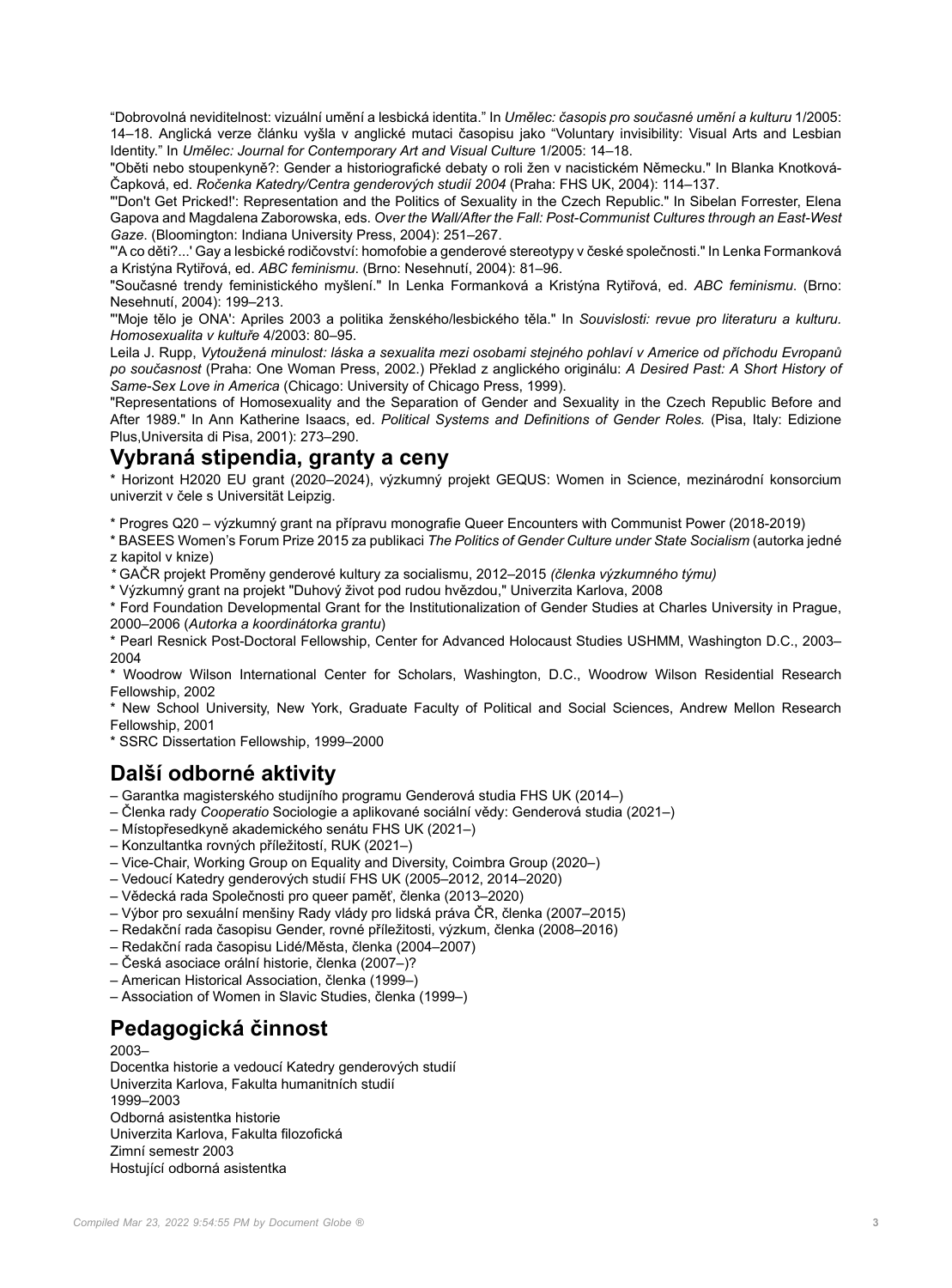"Dobrovolná neviditelnost: vizuální umění a lesbická identita." In *Umělec: časopis pro současné umění a kulturu* 1/2005: 14–18. Anglická verze článku vyšla v anglické mutaci časopisu jako "Voluntary invisibility: Visual Arts and Lesbian Identity." In *Umělec: Journal for Contemporary Art and Visual Culture* 1/2005: 14–18.

"Oběti nebo stoupenkyně?: Gender a historiografické debaty o roli žen v nacistickém Německu." In Blanka Knotková-Čapková, ed. *Ročenka Katedry/Centra genderových studií 2004* (Praha: FHS UK, 2004): 114–137.

"'Don't Get Pricked!': Representation and the Politics of Sexuality in the Czech Republic." In Sibelan Forrester, Elena Gapova and Magdalena Zaborowska, eds. *Over the Wall/After the Fall: Post-Communist Cultures through an East-West Gaze*. (Bloomington: Indiana University Press, 2004): 251–267.

"'A co děti?...' Gay a lesbické rodičovství: homofobie a genderové stereotypy v české společnosti." In Lenka Formanková a Kristýna Rytířová, ed. *ABC feminismu*. (Brno: Nesehnutí, 2004): 81–96.

"Současné trendy feministického myšlení." In Lenka Formanková a Kristýna Rytířová, ed. *ABC feminismu*. (Brno: Nesehnutí, 2004): 199–213.

"'Moje tělo je ONA': Apriles 2003 a politika ženského/lesbického těla." In *Souvislosti: revue pro literaturu a kulturu. Homosexualita v kultuře* 4/2003: 80–95.

Leila J. Rupp, *Vytoužená minulost: láska a sexualita mezi osobami stejného pohlaví v Americe od příchodu Evropanů po současnost* (Praha: One Woman Press, 2002.) Překlad z anglického originálu: *A Desired Past: A Short History of Same-Sex Love in America* (Chicago: University of Chicago Press, 1999).

"Representations of Homosexuality and the Separation of Gender and Sexuality in the Czech Republic Before and After 1989." In Ann Katherine Isaacs, ed. *Political Systems and Definitions of Gender Roles.* (Pisa, Italy: Edizione Plus,Universita di Pisa, 2001): 273–290.

## Vybraná stipendia, granty a ceny

* Horizont H2020 EU grant (2020–2024), výzkumný projekt GEQUS: Women in Science, mezinárodní konsorcium univerzit v čele s Universität Leipzig.

* Progres Q20 – výzkumný grant na přípravu monografie Queer Encounters with Communist Power (2018-2019)
* BASEES Women's Forum Prize 2015 za publikaci *The Politics of Gender Culture under State Socialism* (autorka jedné z kapitol v knize)
* GAČR projekt Proměny genderové kultury za socialismu, 2012–2015 *(členka výzkumného týmu)*
* Výzkumný grant na projekt "Duhový život pod rudou hvězdou," Univerzita Karlova, 2008
* Ford Foundation Developmental Grant for the Institutionalization of Gender Studies at Charles University in Prague, 2000–2006 (*Autorka a koordinátorka grantu*)
* Pearl Resnick Post-Doctoral Fellowship, Center for Advanced Holocaust Studies USHMM, Washington D.C., 2003–2004
* Woodrow Wilson International Center for Scholars, Washington, D.C., Woodrow Wilson Residential Research Fellowship, 2002
* New School University, New York, Graduate Faculty of Political and Social Sciences, Andrew Mellon Research Fellowship, 2001
* SSRC Dissertation Fellowship, 1999–2000

## Další odborné aktivity

– Garantka magisterského studijního programu Genderová studia FHS UK (2014–)
– Členka rady *Cooperatio* Sociologie a aplikované sociální vědy: Genderová studia (2021–)
– Místopředsedkyně akademického senátu FHS UK (2021–)
– Konzultantka rovných příležitostí, RUK (2021–)
– Vice-Chair, Working Group on Equality and Diversity, Coimbra Group (2020–)
– Vedoucí Katedry genderových studií FHS UK (2005–2012, 2014–2020)
– Vědecká rada Společnosti pro queer paměť, členka (2013–2020)
– Výbor pro sexuální menšiny Rady vlády pro lidská práva ČR, členka (2007–2015)
– Redakční rada časopisu Gender, rovné příležitosti, výzkum, členka (2008–2016)
– Redakční rada časopisu Lidé/Města, členka (2004–2007)
– Česká asociace orální historie, členka (2007–)?
– American Historical Association, členka (1999–)
– Association of Women in Slavic Studies, členka (1999–)

## Pedagogická činnost

2003–
Docentka historie a vedoucí Katedry genderových studií
Univerzita Karlova, Fakulta humanitních studií
1999–2003
Odborná asistentka historie
Univerzita Karlova, Fakulta filozofická
Zimní semestr 2003
Hostující odborná asistentka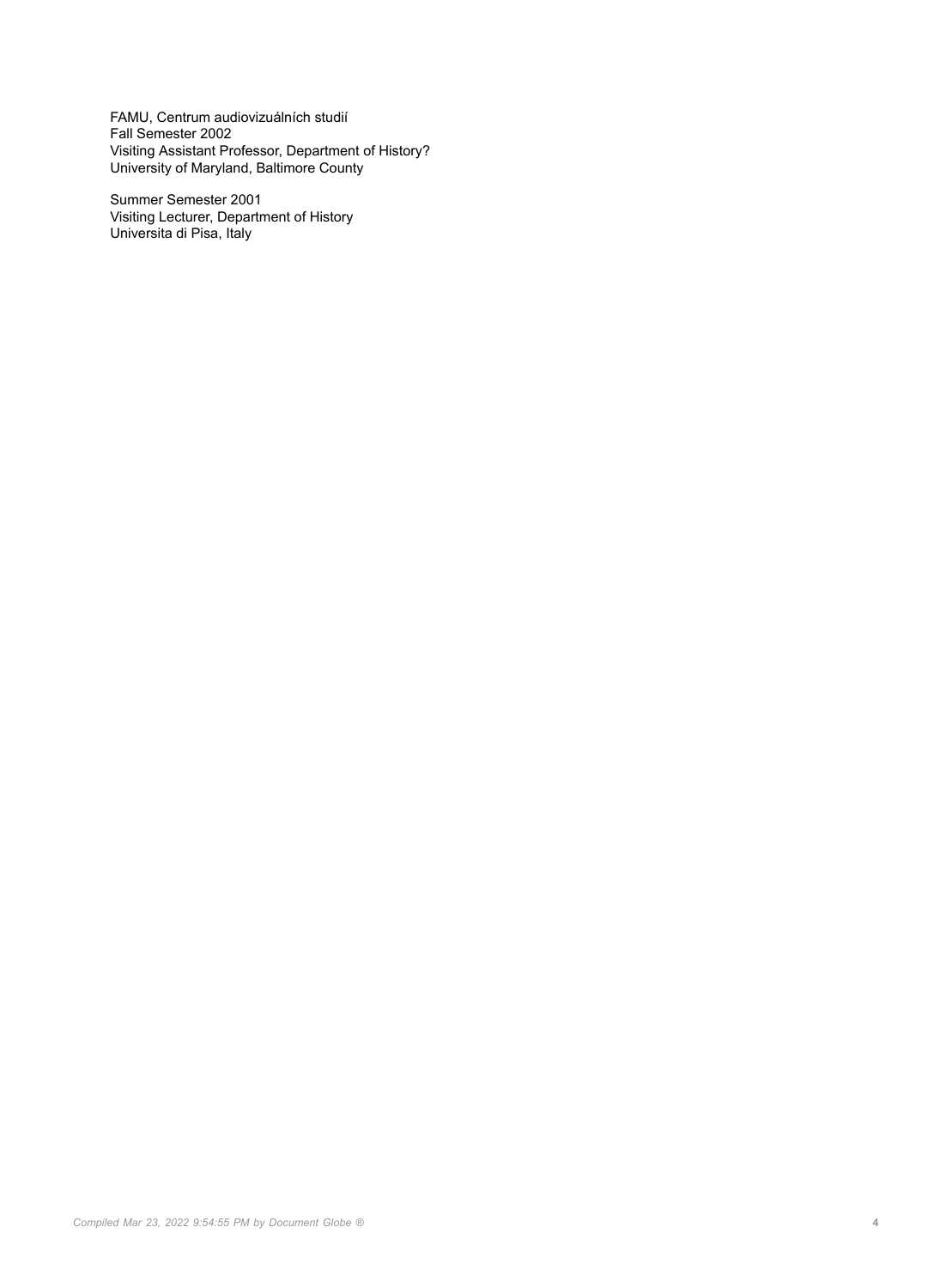FAMU, Centrum audiovizuálních studií
Fall Semester 2002
Visiting Assistant Professor, Department of History?
University of Maryland, Baltimore County

Summer Semester 2001
Visiting Lecturer, Department of History
Universita di Pisa, Italy

*Compiled Mar 23, 2022 9:54:55 PM by Document Globe ®*